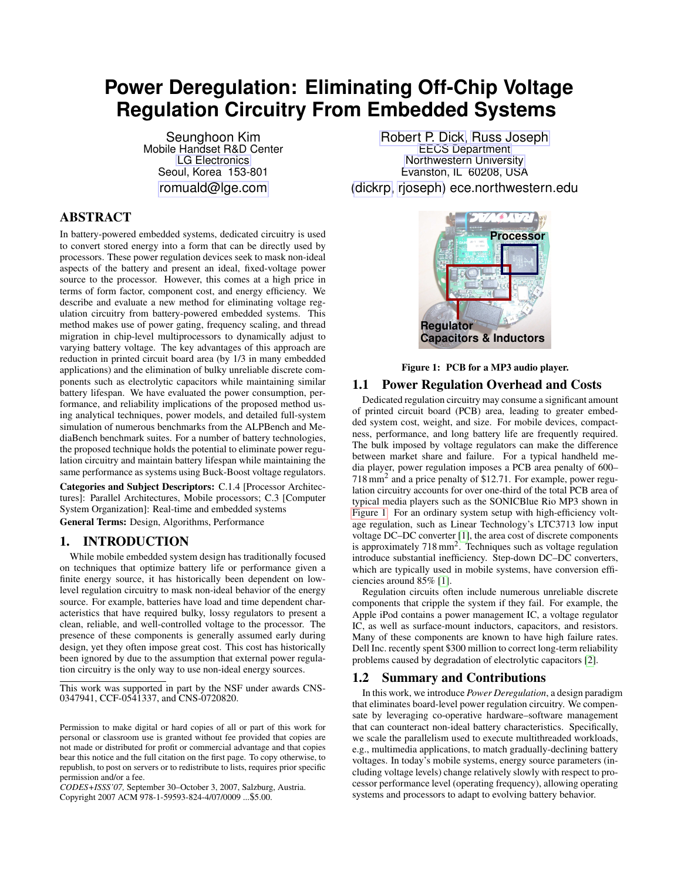# Power Deregulation: Eliminating Off-Chip Voltage Regulation Circuitry From Embedded Systems

Seunghoon Kim
Mobile Handset R&D Center
LG Electronics
Seoul, Korea 153-801
romuald@lge.com

Robert P. Dick, Russ Joseph
EECS Department
Northwestern University
Evanston, IL 60208, USA
(dickrp, rjoseph) ece.northwestern.edu

## ABSTRACT

In battery-powered embedded systems, dedicated circuitry is used to convert stored energy into a form that can be directly used by processors. These power regulation devices seek to mask non-ideal aspects of the battery and present an ideal, fixed-voltage power source to the processor. However, this comes at a high price in terms of form factor, component cost, and energy efficiency. We describe and evaluate a new method for eliminating voltage regulation circuitry from battery-powered embedded systems. This method makes use of power gating, frequency scaling, and thread migration in chip-level multiprocessors to dynamically adjust to varying battery voltage. The key advantages of this approach are reduction in printed circuit board area (by 1/3 in many embedded applications) and the elimination of bulky unreliable discrete components such as electrolytic capacitors while maintaining similar battery lifespan. We have evaluated the power consumption, performance, and reliability implications of the proposed method using analytical techniques, power models, and detailed full-system simulation of numerous benchmarks from the ALPBench and MediaBench benchmark suites. For a number of battery technologies, the proposed technique holds the potential to eliminate power regulation circuitry and maintain battery lifespan while maintaining the same performance as systems using Buck-Boost voltage regulators.

**Categories and Subject Descriptors:** C.1.4 [Processor Architectures]: Parallel Architectures, Mobile processors; C.3 [Computer System Organization]: Real-time and embedded systems

**General Terms:** Design, Algorithms, Performance

## 1. INTRODUCTION

While mobile embedded system design has traditionally focused on techniques that optimize battery life or performance given a finite energy source, it has historically been dependent on low-level regulation circuitry to mask non-ideal behavior of the energy source. For example, batteries have load and time dependent characteristics that have required bulky, lossy regulators to present a clean, reliable, and well-controlled voltage to the processor. The presence of these components is generally assumed early during design, yet they often impose great cost. This cost has historically been ignored by due to the assumption that external power regulation circuitry is the only way to use non-ideal energy sources.

This work was supported in part by the NSF under awards CNS-0347941, CCF-0541337, and CNS-0720820.

Permission to make digital or hard copies of all or part of this work for personal or classroom use is granted without fee provided that copies are not made or distributed for profit or commercial advantage and that copies bear this notice and the full citation on the first page. To copy otherwise, to republish, to post on servers or to redistribute to lists, requires prior specific permission and/or a fee.
*CODES+ISSS'07,* September 30–October 3, 2007, Salzburg, Austria.
Copyright 2007 ACM 978-1-59593-824-4/07/0009 ...$5.00.

Processor

Regulator
Capacitors & Inductors

**Figure 1: PCB for a MP3 audio player.**

### 1.1 Power Regulation Overhead and Costs

Dedicated regulation circuitry may consume a significant amount of printed circuit board (PCB) area, leading to greater embedded system cost, weight, and size. For mobile devices, compactness, performance, and long battery life are frequently required. The bulk imposed by voltage regulators can make the difference between market share and failure. For a typical handheld media player, power regulation imposes a PCB area penalty of 600–718 $\text{mm}^2$ and a price penalty of $12.71. For example, power regulation circuitry accounts for over one-third of the total PCB area of typical media players such as the SONICBlue Rio MP3 shown in Figure 1. For an ordinary system setup with high-efficiency voltage regulation, such as Linear Technology's LTC3713 low input voltage DC–DC converter [1], the area cost of discrete components is approximately 718 $\text{mm}^2$. Techniques such as voltage regulation introduce substantial inefficiency. Step-down DC–DC converters, which are typically used in mobile systems, have conversion efficiencies around 85% [1].

Regulation circuits often include numerous unreliable discrete components that cripple the system if they fail. For example, the Apple iPod contains a power management IC, a voltage regulator IC, as well as surface-mount inductors, capacitors, and resistors. Many of these components are known to have high failure rates. Dell Inc. recently spent $300 million to correct long-term reliability problems caused by degradation of electrolytic capacitors [2].

### 1.2 Summary and Contributions

In this work, we introduce *Power Deregulation*, a design paradigm that eliminates board-level power regulation circuitry. We compensate by leveraging co-operative hardware–software management that can counteract non-ideal battery characteristics. Specifically, we scale the parallelism used to execute multithreaded workloads, e.g., multimedia applications, to match gradually-declining battery voltages. In today's mobile systems, energy source parameters (including voltage levels) change relatively slowly with respect to processor performance level (operating frequency), allowing operating systems and processors to adapt to evolving battery behavior.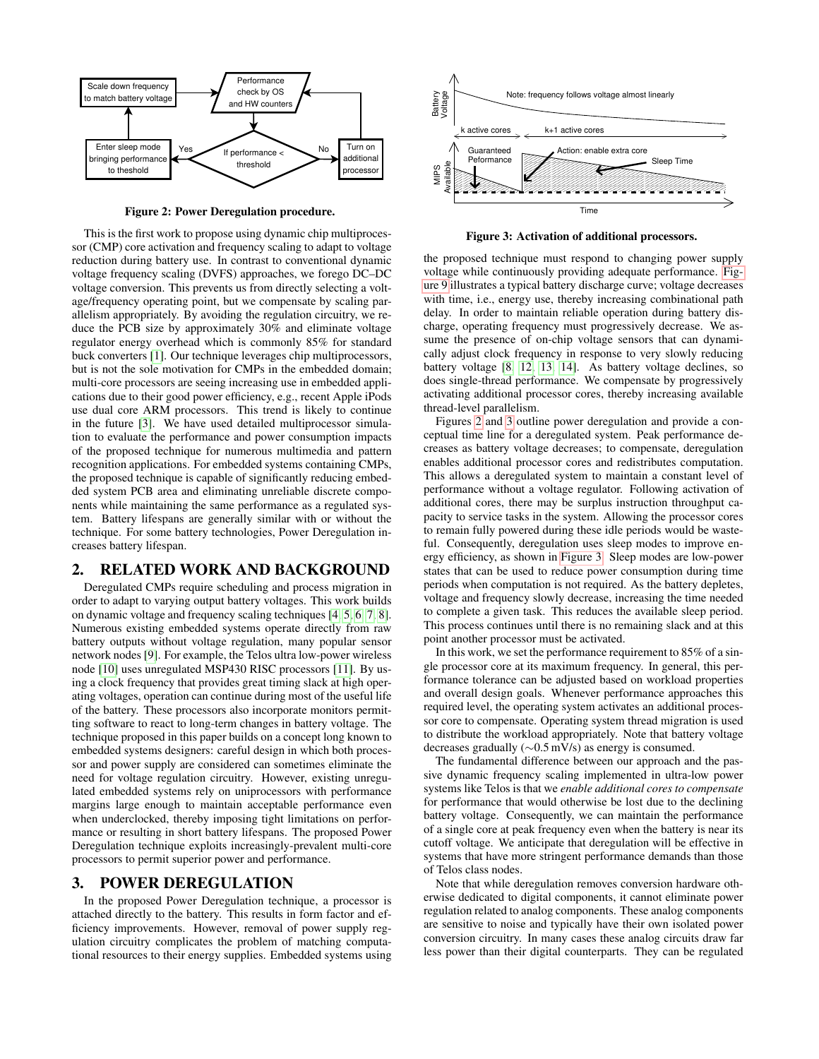Scale down frequency to match battery voltage

Performance check by OS and HW counters

Enter sleep mode bringing performance to theshold

Yes

If performance < threshold

No

Turn on additional processor

**Figure 2: Power Deregulation procedure.**

Battery Voltage

Note: frequency follows voltage almost linearly

k active cores

k+1 active cores

MIPS Available

Guaranteed Peformance

Action: enable extra core

Sleep Time

Time

**Figure 3: Activation of additional processors.**

This is the first work to propose using dynamic chip multiprocessor (CMP) core activation and frequency scaling to adapt to voltage reduction during battery use. In contrast to conventional dynamic voltage frequency scaling (DVFS) approaches, we forego DC–DC voltage conversion. This prevents us from directly selecting a voltage/frequency operating point, but we compensate by scaling parallelism appropriately. By avoiding the regulation circuitry, we reduce the PCB size by approximately 30% and eliminate voltage regulator energy overhead which is commonly 85% for standard buck converters [1]. Our technique leverages chip multiprocessors, but is not the sole motivation for CMPs in the embedded domain; multi-core processors are seeing increasing use in embedded applications due to their good power efficiency, e.g., recent Apple iPods use dual core ARM processors. This trend is likely to continue in the future [3]. We have used detailed multiprocessor simulation to evaluate the performance and power consumption impacts of the proposed technique for numerous multimedia and pattern recognition applications. For embedded systems containing CMPs, the proposed technique is capable of significantly reducing embedded system PCB area and eliminating unreliable discrete components while maintaining the same performance as a regulated system. Battery lifespans are generally similar with or without the technique. For some battery technologies, Power Deregulation increases battery lifespan.

## 2. RELATED WORK AND BACKGROUND

Deregulated CMPs require scheduling and process migration in order to adapt to varying output battery voltages. This work builds on dynamic voltage and frequency scaling techniques [4, 5, 6, 7, 8]. Numerous existing embedded systems operate directly from raw battery outputs without voltage regulation, many popular sensor network nodes [9]. For example, the Telos ultra low-power wireless node [10] uses unregulated MSP430 RISC processors [11]. By using a clock frequency that provides great timing slack at high operating voltages, operation can continue during most of the useful life of the battery. These processors also incorporate monitors permitting software to react to long-term changes in battery voltage. The technique proposed in this paper builds on a concept long known to embedded systems designers: careful design in which both processor and power supply are considered can sometimes eliminate the need for voltage regulation circuitry. However, existing unregulated embedded systems rely on uniprocessors with performance margins large enough to maintain acceptable performance even when underclocked, thereby imposing tight limitations on performance or resulting in short battery lifespans. The proposed Power Deregulation technique exploits increasingly-prevalent multi-core processors to permit superior power and performance.

## 3. POWER DEREGULATION

In the proposed Power Deregulation technique, a processor is attached directly to the battery. This results in form factor and efficiency improvements. However, removal of power supply regulation circuitry complicates the problem of matching computational resources to their energy supplies. Embedded systems using the proposed technique must respond to changing power supply voltage while continuously providing adequate performance. Figure 9 illustrates a typical battery discharge curve; voltage decreases with time, i.e., energy use, thereby increasing combinational path delay. In order to maintain reliable operation during battery discharge, operating frequency must progressively decrease. We assume the presence of on-chip voltage sensors that can dynamically adjust clock frequency in response to very slowly reducing battery voltage [8, 12, 13, 14]. As battery voltage declines, so does single-thread performance. We compensate by progressively activating additional processor cores, thereby increasing available thread-level parallelism.

Figures 2 and 3 outline power deregulation and provide a conceptual time line for a deregulated system. Peak performance decreases as battery voltage decreases; to compensate, deregulation enables additional processor cores and redistributes computation. This allows a deregulated system to maintain a constant level of performance without a voltage regulator. Following activation of additional cores, there may be surplus instruction throughput capacity to service tasks in the system. Allowing the processor cores to remain fully powered during these idle periods would be wasteful. Consequently, deregulation uses sleep modes to improve energy efficiency, as shown in Figure 3. Sleep modes are low-power states that can be used to reduce power consumption during time periods when computation is not required. As the battery depletes, voltage and frequency slowly decrease, increasing the time needed to complete a given task. This reduces the available sleep period. This process continues until there is no remaining slack and at this point another processor must be activated.

In this work, we set the performance requirement to 85% of a single processor core at its maximum frequency. In general, this performance tolerance can be adjusted based on workload properties and overall design goals. Whenever performance approaches this required level, the operating system activates an additional processor core to compensate. Operating system thread migration is used to distribute the workload appropriately. Note that battery voltage decreases gradually (∼0.5 mV/s) as energy is consumed.

The fundamental difference between our approach and the passive dynamic frequency scaling implemented in ultra-low power systems like Telos is that we *enable additional cores to compensate* for performance that would otherwise be lost due to the declining battery voltage. Consequently, we can maintain the performance of a single core at peak frequency even when the battery is near its cutoff voltage. We anticipate that deregulation will be effective in systems that have more stringent performance demands than those of Telos class nodes.

Note that while deregulation removes conversion hardware otherwise dedicated to digital components, it cannot eliminate power regulation related to analog components. These analog components are sensitive to noise and typically have their own isolated power conversion circuitry. In many cases these analog circuits draw far less power than their digital counterparts. They can be regulated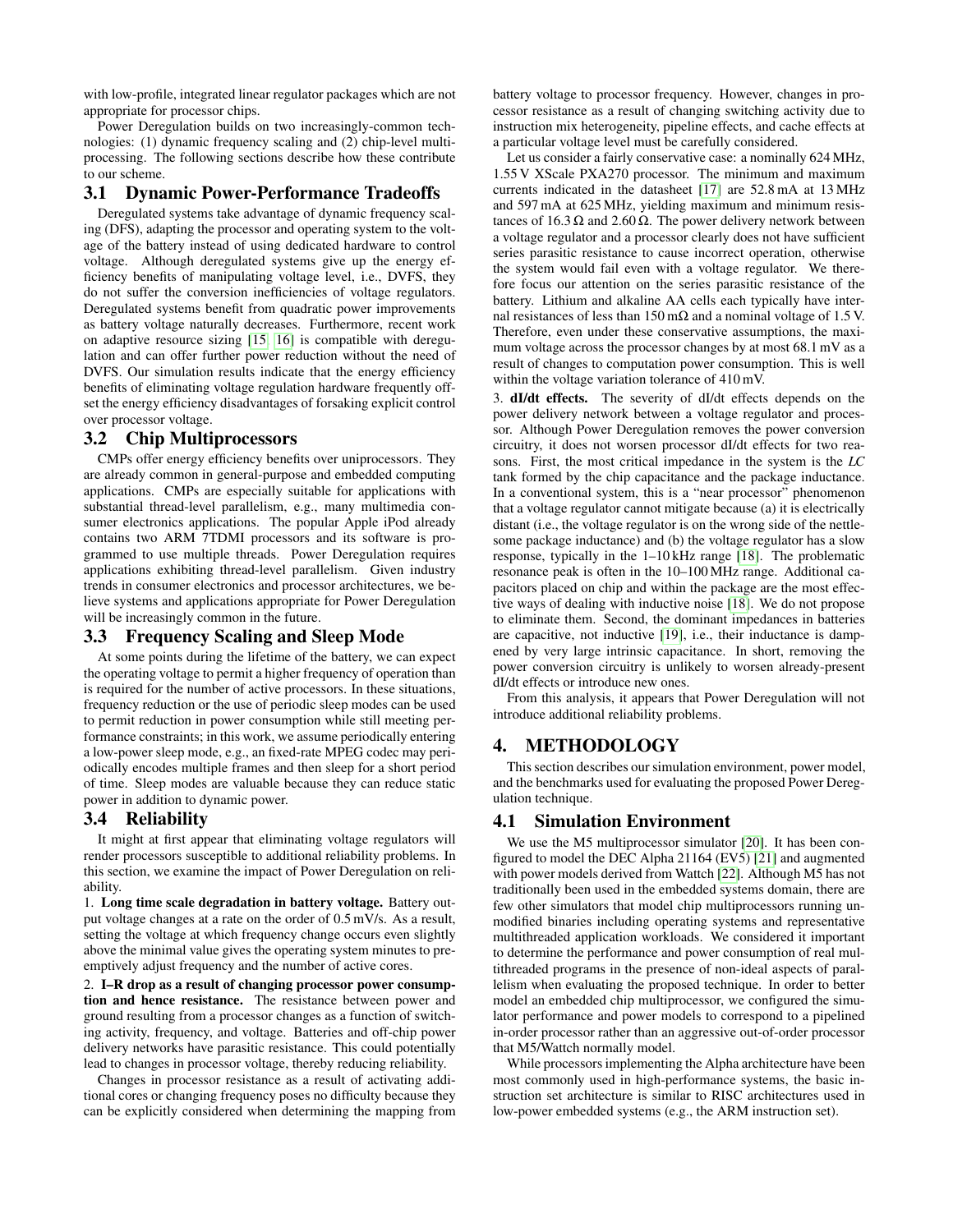with low-profile, integrated linear regulator packages which are not appropriate for processor chips.

Power Deregulation builds on two increasingly-common technologies: (1) dynamic frequency scaling and (2) chip-level multiprocessing. The following sections describe how these contribute to our scheme.

## 3.1 Dynamic Power-Performance Tradeoffs

Deregulated systems take advantage of dynamic frequency scaling (DFS), adapting the processor and operating system to the voltage of the battery instead of using dedicated hardware to control voltage. Although deregulated systems give up the energy efficiency benefits of manipulating voltage level, i.e., DVFS, they do not suffer the conversion inefficiencies of voltage regulators. Deregulated systems benefit from quadratic power improvements as battery voltage naturally decreases. Furthermore, recent work on adaptive resource sizing [15, 16] is compatible with deregulation and can offer further power reduction without the need of DVFS. Our simulation results indicate that the energy efficiency benefits of eliminating voltage regulation hardware frequently offset the energy efficiency disadvantages of forsaking explicit control over processor voltage.

## 3.2 Chip Multiprocessors

CMPs offer energy efficiency benefits over uniprocessors. They are already common in general-purpose and embedded computing applications. CMPs are especially suitable for applications with substantial thread-level parallelism, e.g., many multimedia consumer electronics applications. The popular Apple iPod already contains two ARM 7TDMI processors and its software is programmed to use multiple threads. Power Deregulation requires applications exhibiting thread-level parallelism. Given industry trends in consumer electronics and processor architectures, we believe systems and applications appropriate for Power Deregulation will be increasingly common in the future.

## 3.3 Frequency Scaling and Sleep Mode

At some points during the lifetime of the battery, we can expect the operating voltage to permit a higher frequency of operation than is required for the number of active processors. In these situations, frequency reduction or the use of periodic sleep modes can be used to permit reduction in power consumption while still meeting performance constraints; in this work, we assume periodically entering a low-power sleep mode, e.g., an fixed-rate MPEG codec may periodically encodes multiple frames and then sleep for a short period of time. Sleep modes are valuable because they can reduce static power in addition to dynamic power.

## 3.4 Reliability

It might at first appear that eliminating voltage regulators will render processors susceptible to additional reliability problems. In this section, we examine the impact of Power Deregulation on reliability.

1. **Long time scale degradation in battery voltage.** Battery output voltage changes at a rate on the order of 0.5 mV/s. As a result, setting the voltage at which frequency change occurs even slightly above the minimal value gives the operating system minutes to preemptively adjust frequency and the number of active cores.

2. **I–R drop as a result of changing processor power consumption and hence resistance.** The resistance between power and ground resulting from a processor changes as a function of switching activity, frequency, and voltage. Batteries and off-chip power delivery networks have parasitic resistance. This could potentially lead to changes in processor voltage, thereby reducing reliability.

Changes in processor resistance as a result of activating additional cores or changing frequency poses no difficulty because they can be explicitly considered when determining the mapping from battery voltage to processor frequency. However, changes in processor resistance as a result of changing switching activity due to instruction mix heterogeneity, pipeline effects, and cache effects at a particular voltage level must be carefully considered.

Let us consider a fairly conservative case: a nominally 624 MHz, 1.55 V XScale PXA270 processor. The minimum and maximum currents indicated in the datasheet [17] are 52.8 mA at 13 MHz and 597 mA at 625 MHz, yielding maximum and minimum resistances of 16.3 Ω and 2.60 Ω. The power delivery network between a voltage regulator and a processor clearly does not have sufficient series parasitic resistance to cause incorrect operation, otherwise the system would fail even with a voltage regulator. We therefore focus our attention on the series parasitic resistance of the battery. Lithium and alkaline AA cells each typically have internal resistances of less than 150 mΩ and a nominal voltage of 1.5 V. Therefore, even under these conservative assumptions, the maximum voltage across the processor changes by at most 68.1 mV as a result of changes to computation power consumption. This is well within the voltage variation tolerance of 410 mV.

3. **dI/dt effects.** The severity of dI/dt effects depends on the power delivery network between a voltage regulator and processor. Although Power Deregulation removes the power conversion circuitry, it does not worsen processor dI/dt effects for two reasons. First, the most critical impedance in the system is the *LC* tank formed by the chip capacitance and the package inductance. In a conventional system, this is a "near processor" phenomenon that a voltage regulator cannot mitigate because (a) it is electrically distant (i.e., the voltage regulator is on the wrong side of the nettlesome package inductance) and (b) the voltage regulator has a slow response, typically in the 1–10 kHz range [18]. The problematic resonance peak is often in the 10–100 MHz range. Additional capacitors placed on chip and within the package are the most effective ways of dealing with inductive noise [18]. We do not propose to eliminate them. Second, the dominant impedances in batteries are capacitive, not inductive [19], i.e., their inductance is dampened by very large intrinsic capacitance. In short, removing the power conversion circuitry is unlikely to worsen already-present dI/dt effects or introduce new ones.

From this analysis, it appears that Power Deregulation will not introduce additional reliability problems.

# 4. METHODOLOGY

This section describes our simulation environment, power model, and the benchmarks used for evaluating the proposed Power Deregulation technique.

## 4.1 Simulation Environment

We use the M5 multiprocessor simulator [20]. It has been configured to model the DEC Alpha 21164 (EV5) [21] and augmented with power models derived from Wattch [22]. Although M5 has not traditionally been used in the embedded systems domain, there are few other simulators that model chip multiprocessors running unmodified binaries including operating systems and representative multithreaded application workloads. We considered it important to determine the performance and power consumption of real multithreaded programs in the presence of non-ideal aspects of parallelism when evaluating the proposed technique. In order to better model an embedded chip multiprocessor, we configured the simulator performance and power models to correspond to a pipelined in-order processor rather than an aggressive out-of-order processor that M5/Wattch normally model.

While processors implementing the Alpha architecture have been most commonly used in high-performance systems, the basic instruction set architecture is similar to RISC architectures used in low-power embedded systems (e.g., the ARM instruction set).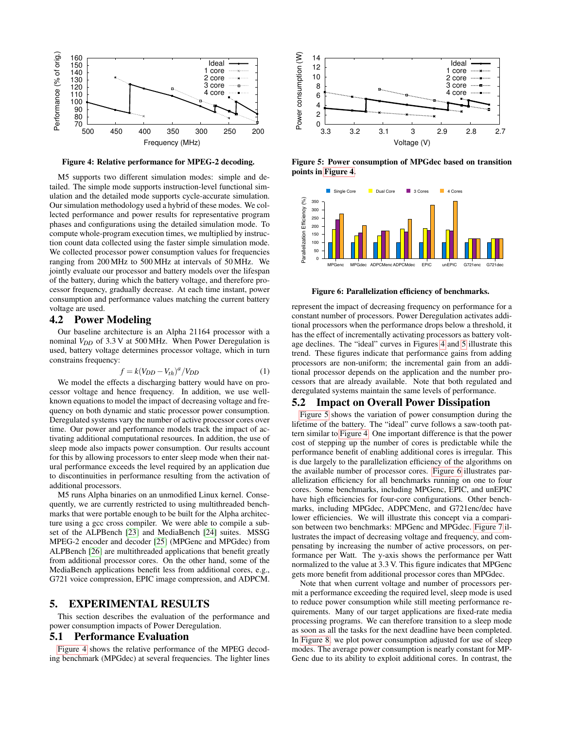Performance (% of orig.)
160
150
140
130
120
110
100
90
80
70
500 450 425 400 350 300 250 200
Frequency (MHz)
Ideal
1 core
2 core
3 core
4 core

**Figure 4: Relative performance for MPEG-2 decoding.**

M5 supports two different simulation modes: simple and detailed. The simple mode supports instruction-level functional simulation and the detailed mode supports cycle-accurate simulation. Our simulation methodology used a hybrid of these modes. We collected performance and power results for representative program phases and configurations using the detailed simulation mode. To compute whole-program execution times, we multiplied by instruction count data collected using the faster simple simulation mode. We collected processor power consumption values for frequencies ranging from 200 MHz to 500 MHz at intervals of 50 MHz. We jointly evaluate our processor and battery models over the lifespan of the battery, during which the battery voltage, and therefore processor frequency, gradually decrease. At each time instant, power consumption and performance values matching the current battery voltage are used.

## 4.2 Power Modeling

Our baseline architecture is an Alpha 21164 processor with a nominal $V_{DD}$ of 3.3 V at 500 MHz. When Power Deregulation is used, battery voltage determines processor voltage, which in turn constrains frequency:

$$f = k(V_{DD} - V_{th})^a / V_{DD} \quad (1)$$

We model the effects a discharging battery would have on processor voltage and hence frequency. In addition, we use well-known equations to model the impact of decreasing voltage and frequency on both dynamic and static processor power consumption. Deregulated systems vary the number of active processor cores over time. Our power and performance models track the impact of activating additional computational resources. In addition, the use of sleep mode also impacts power consumption. Our results account for this by allowing processors to enter sleep mode when their natural performance exceeds the level required by an application due to discontinuities in performance resulting from the activation of additional processors.

M5 runs Alpha binaries on an unmodified Linux kernel. Consequently, we are currently restricted to using multithreaded benchmarks that were portable enough to be built for the Alpha architecture using a gcc cross compiler. We were able to compile a subset of the ALPBench [23] and MediaBench [24] suites. MSSG MPEG-2 encoder and decoder [25] (MPGenc and MPGdec) from ALPBench [26] are multithreaded applications that benefit greatly from additional processor cores. On the other hand, some of the MediaBench applications benefit less from additional cores, e.g., G721 voice compression, EPIC image compression, and ADPCM.

# 5. EXPERIMENTAL RESULTS

This section describes the evaluation of the performance and power consumption impacts of Power Deregulation.

## 5.1 Performance Evaluation

Figure 4 shows the relative performance of the MPEG decoding benchmark (MPGdec) at several frequencies. The lighter lines represent the impact of decreasing frequency on performance for a constant number of processors. Power Deregulation activates additional processors when the performance drops below a threshold, it has the effect of incrementally activating processors as battery voltage declines. The "ideal" curves in Figures 4 and 5 illustrate this trend. These figures indicate that performance gains from adding processors are non-uniform; the incremental gain from an additional processor depends on the application and the number processors that are already available. Note that both regulated and deregulated systems maintain the same levels of performance.

Power consumption (W)
14
12
10
8
6
4
2
0
3.3 3.2 3.1 3 2.9 2.8 2.7
Voltage (V)
Ideal
1 core
2 core
3 core
4 core

**Figure 5: Power consumption of MPGdec based on transition points in Figure 4.**

Single Core
Dual Core
3 Cores
4 Cores
Parallelization Efficiency (%)
350
300
250
200
150
100
50
0
MPGenc MPGdec ADPCMenc ADPCMdec EPIC unEPIC G721enc G721dec

**Figure 6: Parallelization efficiency of benchmarks.**

## 5.2 Impact on Overall Power Dissipation

Figure 5 shows the variation of power consumption during the lifetime of the battery. The "ideal" curve follows a saw-tooth pattern similar to Figure 4. One important difference is that the power cost of stepping up the number of cores is predictable while the performance benefit of enabling additional cores is irregular. This is due largely to the parallelization efficiency of the algorithms on the available number of processor cores. Figure 6 illustrates parallelization efficiency for all benchmarks running on one to four cores. Some benchmarks, including MPGenc, EPIC, and unEPIC have high efficiencies for four-core configurations. Other benchmarks, including MPGdec, ADPCMenc, and G721enc/dec have lower efficiencies. We will illustrate this concept via a comparison between two benchmarks: MPGenc and MPGdec. Figure 7 illustrates the impact of decreasing voltage and frequency, and compensating by increasing the number of active processors, on performance per Watt. The y-axis shows the performance per Watt normalized to the value at 3.3 V. This figure indicates that MPGenc gets more benefit from additional processor cores than MPGdec.

Note that when current voltage and number of processors permit a performance exceeding the required level, sleep mode is used to reduce power consumption while still meeting performance requirements. Many of our target applications are fixed-rate media processing programs. We can therefore transition to a sleep mode as soon as all the tasks for the next deadline have been completed. In Figure 8, we plot power consumption adjusted for use of sleep modes. The average power consumption is nearly constant for MPGenc due to its ability to exploit additional cores. In contrast, the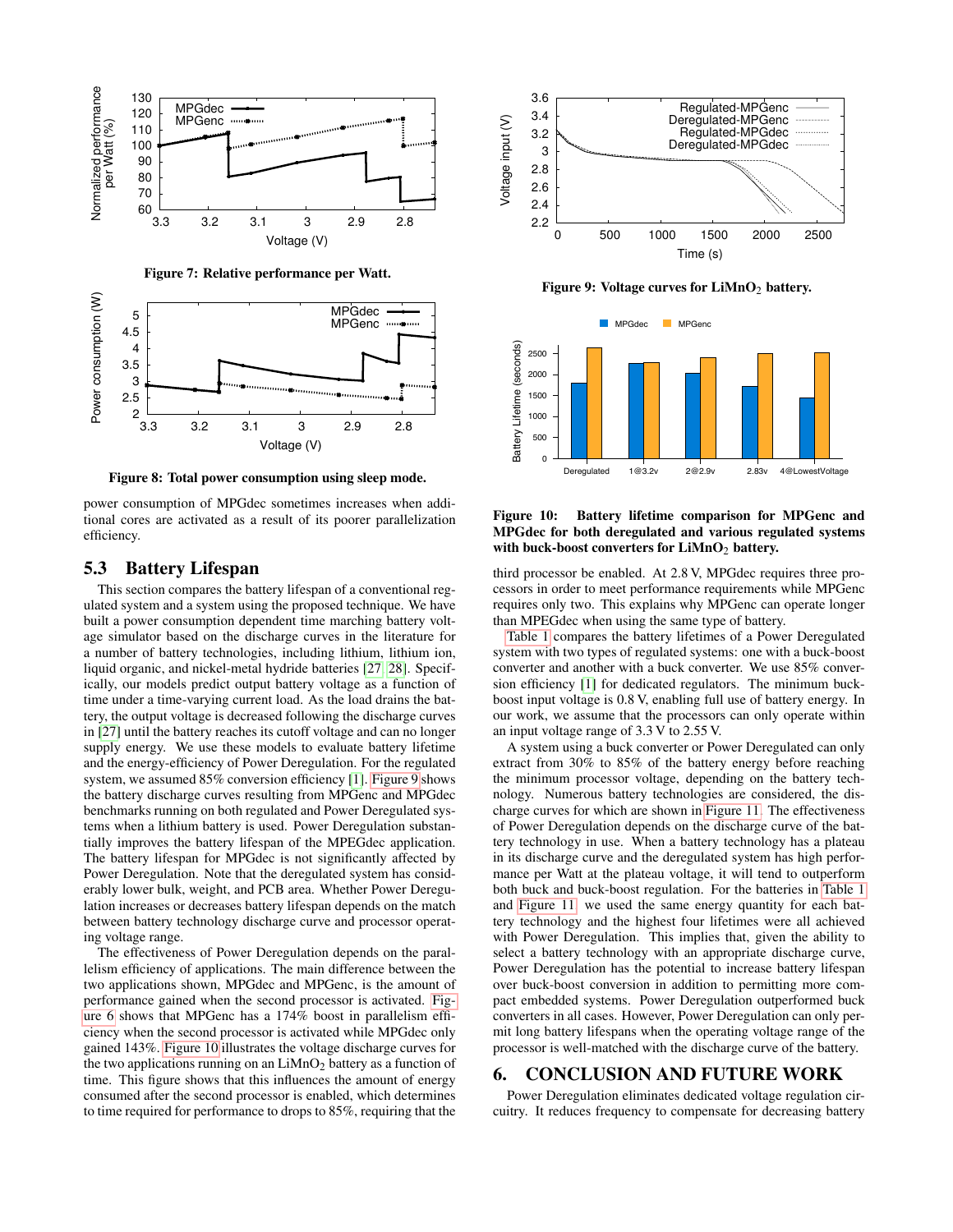Figure 7: Relative performance per Watt.

Figure 8: Total power consumption using sleep mode.

power consumption of MPGdec sometimes increases when additional cores are activated as a result of its poorer parallelization efficiency.

## 5.3 Battery Lifespan

This section compares the battery lifespan of a conventional regulated system and a system using the proposed technique. We have built a power consumption dependent time marching battery voltage simulator based on the discharge curves in the literature for a number of battery technologies, including lithium, lithium ion, liquid organic, and nickel-metal hydride batteries [27, 28]. Specifically, our models predict output battery voltage as a function of time under a time-varying current load. As the load drains the battery, the output voltage is decreased following the discharge curves in [27] until the battery reaches its cutoff voltage and can no longer supply energy. We use these models to evaluate battery lifetime and the energy-efficiency of Power Deregulation. For the regulated system, we assumed 85% conversion efficiency [1]. Figure 9 shows the battery discharge curves resulting from MPGenc and MPGdec benchmarks running on both regulated and Power Deregulated systems when a lithium battery is used. Power Deregulation substantially improves the battery lifespan of the MPEGdec application. The battery lifespan for MPGdec is not significantly affected by Power Deregulation. Note that the deregulated system has considerably lower bulk, weight, and PCB area. Whether Power Deregulation increases or decreases battery lifespan depends on the match between battery technology discharge curve and processor operating voltage range.

The effectiveness of Power Deregulation depends on the parallelism efficiency of applications. The main difference between the two applications shown, MPGdec and MPGenc, is the amount of performance gained when the second processor is activated. Figure 6 shows that MPGenc has a 174% boost in parallelism efficiency when the second processor is activated while MPGdec only gained 143%. Figure 10 illustrates the voltage discharge curves for the two applications running on an $LiMnO_2$ battery as a function of time. This figure shows that this influences the amount of energy consumed after the second processor is enabled, which determines to time required for performance to drops to 85%, requiring that the third processor be enabled. At 2.8 V, MPGdec requires three processors in order to meet performance requirements while MPGenc requires only two. This explains why MPGenc can operate longer than MPEGdec when using the same type of battery.

Figure 9: Voltage curves for $LiMnO_2$ battery.

Figure 10: Battery lifetime comparison for MPGenc and MPGdec for both deregulated and various regulated systems with buck-boost converters for $LiMnO_2$ battery.

Table 1 compares the battery lifetimes of a Power Deregulated system with two types of regulated systems: one with a buck-boost converter and another with a buck converter. We use 85% conversion efficiency [1] for dedicated regulators. The minimum buck-boost input voltage is 0.8 V, enabling full use of battery energy. In our work, we assume that the processors can only operate within an input voltage range of 3.3 V to 2.55 V.

A system using a buck converter or Power Deregulated can only extract from 30% to 85% of the battery energy before reaching the minimum processor voltage, depending on the battery technology. Numerous battery technologies are considered, the discharge curves for which are shown in Figure 11. The effectiveness of Power Deregulation depends on the discharge curve of the battery technology in use. When a battery technology has a plateau in its discharge curve and the deregulated system has high performance per Watt at the plateau voltage, it will tend to outperform both buck and buck-boost regulation. For the batteries in Table 1 and Figure 11, we used the same energy quantity for each battery technology and the highest four lifetimes were all achieved with Power Deregulation. This implies that, given the ability to select a battery technology with an appropriate discharge curve, Power Deregulation has the potential to increase battery lifespan over buck-boost conversion in addition to permitting more compact embedded systems. Power Deregulation outperformed buck converters in all cases. However, Power Deregulation can only permit long battery lifespans when the operating voltage range of the processor is well-matched with the discharge curve of the battery.

# 6. CONCLUSION AND FUTURE WORK

Power Deregulation eliminates dedicated voltage regulation circuitry. It reduces frequency to compensate for decreasing battery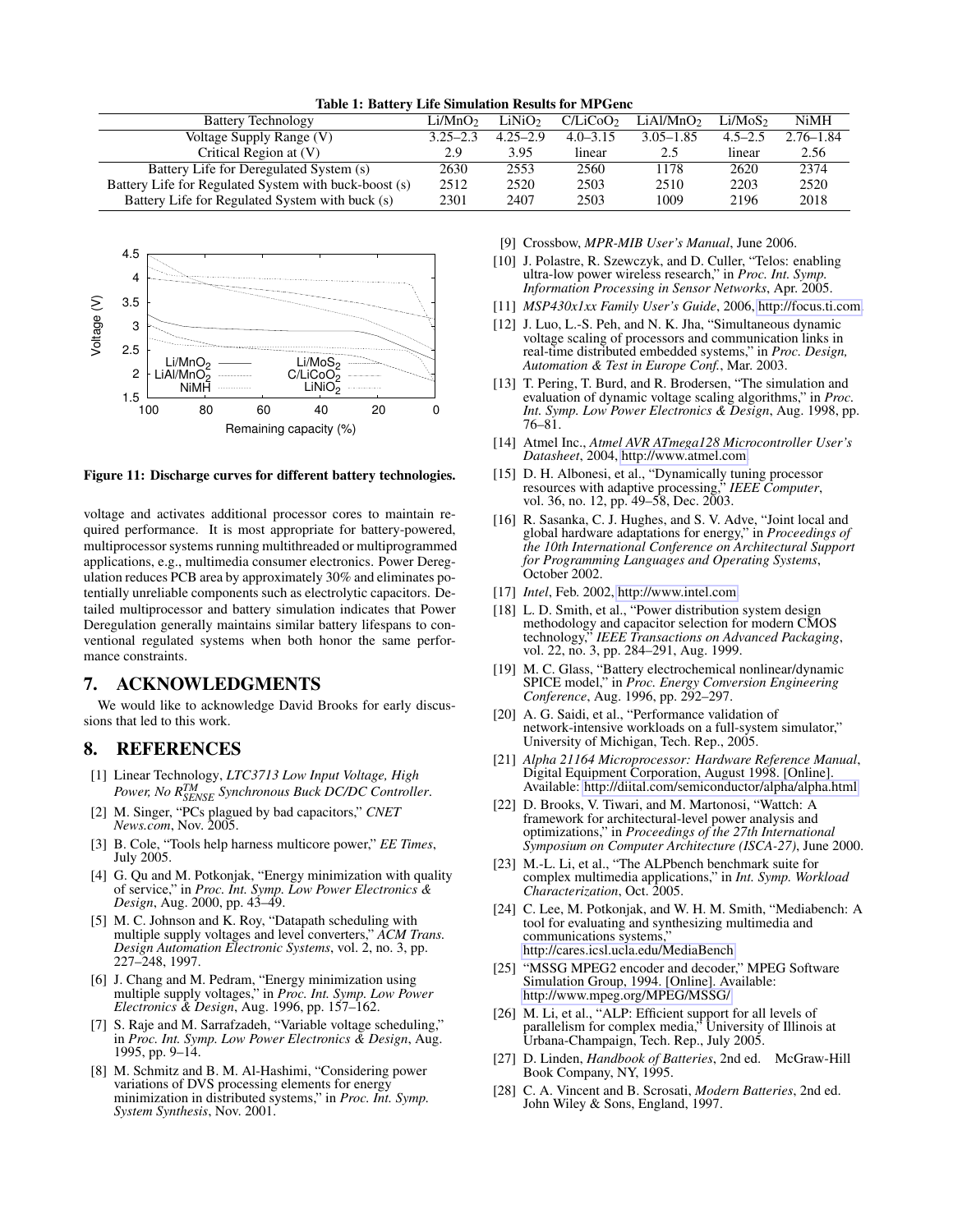**Table 1: Battery Life Simulation Results for MPGenc**

| Battery Technology | $Li/MnO_2$ | $LiNiO_2$ | $C/LiCoO_2$ | $LiAl/MnO_2$ | $Li/MoS_2$ | NiMH |
|---|---|---|---|---|---|---|
| Voltage Supply Range (V) | 3.25–2.3 | 4.25–2.9 | 4.0–3.15 | 3.05–1.85 | 4.5–2.5 | 2.76–1.84 |
| Critical Region at (V) | 2.9 | 3.95 | linear | 2.5 | linear | 2.56 |
| Battery Life for Deregulated System (s) | 2630 | 2553 | 2560 | 1178 | 2620 | 2374 |
| Battery Life for Regulated System with buck-boost (s) | 2512 | 2520 | 2503 | 2510 | 2203 | 2520 |
| Battery Life for Regulated System with buck (s) | 2301 | 2407 | 2503 | 1009 | 2196 | 2018 |

Voltage (V)
4.5
4
3.5
3
2.5
2
1.5
100 80 60 40 20 0
Remaining capacity (%)
Li/MnO2
LiAl/MnO2
NiMH
Li/MoS2
C/LiCoO2
LiNiO2

**Figure 11: Discharge curves for different battery technologies.**

voltage and activates additional processor cores to maintain required performance. It is most appropriate for battery-powered, multiprocessor systems running multithreaded or multiprogrammed applications, e.g., multimedia consumer electronics. Power Deregulation reduces PCB area by approximately 30% and eliminates potentially unreliable components such as electrolytic capacitors. Detailed multiprocessor and battery simulation indicates that Power Deregulation generally maintains similar battery lifespans to conventional regulated systems when both honor the same performance constraints.

## 7. ACKNOWLEDGMENTS

We would like to acknowledge David Brooks for early discussions that led to this work.

## 8. REFERENCES

[1] Linear Technology, *LTC3713 Low Input Voltage, High Power, No $R_{SENSE}^{TM}$ Synchronous Buck DC/DC Controller*.

[2] M. Singer, "PCs plagued by bad capacitors," *CNET News.com*, Nov. 2005.

[3] B. Cole, "Tools help harness multicore power," *EE Times*, July 2005.

[4] G. Qu and M. Potkonjak, "Energy minimization with quality of service," in *Proc. Int. Symp. Low Power Electronics & Design*, Aug. 2000, pp. 43–49.

[5] M. C. Johnson and K. Roy, "Datapath scheduling with multiple supply voltages and level converters," *ACM Trans. Design Automation Electronic Systems*, vol. 2, no. 3, pp. 227–248, 1997.

[6] J. Chang and M. Pedram, "Energy minimization using multiple supply voltages," in *Proc. Int. Symp. Low Power Electronics & Design*, Aug. 1996, pp. 157–162.

[7] S. Raje and M. Sarrafzadeh, "Variable voltage scheduling," in *Proc. Int. Symp. Low Power Electronics & Design*, Aug. 1995, pp. 9–14.

[8] M. Schmitz and B. M. Al-Hashimi, "Considering power variations of DVS processing elements for energy minimization in distributed systems," in *Proc. Int. Symp. System Synthesis*, Nov. 2001.

[9] Crossbow, *MPR-MIB User's Manual*, June 2006.

[10] J. Polastre, R. Szewczyk, and D. Culler, "Telos: enabling ultra-low power wireless research," in *Proc. Int. Symp. Information Processing in Sensor Networks*, Apr. 2005.

[11] *MSP430x1xx Family User's Guide*, 2006, http://focus.ti.com.

[12] J. Luo, L.-S. Peh, and N. K. Jha, "Simultaneous dynamic voltage scaling of processors and communication links in real-time distributed embedded systems," in *Proc. Design, Automation & Test in Europe Conf.*, Mar. 2003.

[13] T. Pering, T. Burd, and R. Brodersen, "The simulation and evaluation of dynamic voltage scaling algorithms," in *Proc. Int. Symp. Low Power Electronics & Design*, Aug. 1998, pp. 76–81.

[14] Atmel Inc., *Atmel AVR ATmega128 Microcontroller User's Datasheet*, 2004, http://www.atmel.com.

[15] D. H. Albonesi, et al., "Dynamically tuning processor resources with adaptive processing," *IEEE Computer*, vol. 36, no. 12, pp. 49–58, Dec. 2003.

[16] R. Sasanka, C. J. Hughes, and S. V. Adve, "Joint local and global hardware adaptations for energy," in *Proceedings of the 10th International Conference on Architectural Support for Programming Languages and Operating Systems*, October 2002.

[17] *Intel*, Feb. 2002, http://www.intel.com.

[18] L. D. Smith, et al., "Power distribution system design methodology and capacitor selection for modern CMOS technology," *IEEE Transactions on Advanced Packaging*, vol. 22, no. 3, pp. 284–291, Aug. 1999.

[19] M. C. Glass, "Battery electrochemical nonlinear/dynamic SPICE model," in *Proc. Energy Conversion Engineering Conference*, Aug. 1996, pp. 292–297.

[20] A. G. Saidi, et al., "Performance validation of network-intensive workloads on a full-system simulator," University of Michigan, Tech. Rep., 2005.

[21] *Alpha 21164 Microprocessor: Hardware Reference Manual*, Digital Equipment Corporation, August 1998. [Online]. Available: http://diital.com/semiconductor/alpha/alpha.html

[22] D. Brooks, V. Tiwari, and M. Martonosi, "Wattch: A framework for architectural-level power analysis and optimizations," in *Proceedings of the 27th International Symposium on Computer Architecture (ISCA-27)*, June 2000.

[23] M.-L. Li, et al., "The ALPbench benchmark suite for complex multimedia applications," in *Int. Symp. Workload Characterization*, Oct. 2005.

[24] C. Lee, M. Potkonjak, and W. H. M. Smith, "Mediabench: A tool for evaluating and synthesizing multimedia and communications systems," http://cares.icsl.ucla.edu/MediaBench.

[25] "MSSG MPEG2 encoder and decoder," MPEG Software Simulation Group, 1994. [Online]. Available: http://www.mpeg.org/MPEG/MSSG/

[26] M. Li, et al., "ALP: Efficient support for all levels of parallelism for complex media," University of Illinois at Urbana-Champaign, Tech. Rep., July 2005.

[27] D. Linden, *Handbook of Batteries*, 2nd ed. McGraw-Hill Book Company, NY, 1995.

[28] C. A. Vincent and B. Scrosati, *Modern Batteries*, 2nd ed. John Wiley & Sons, England, 1997.